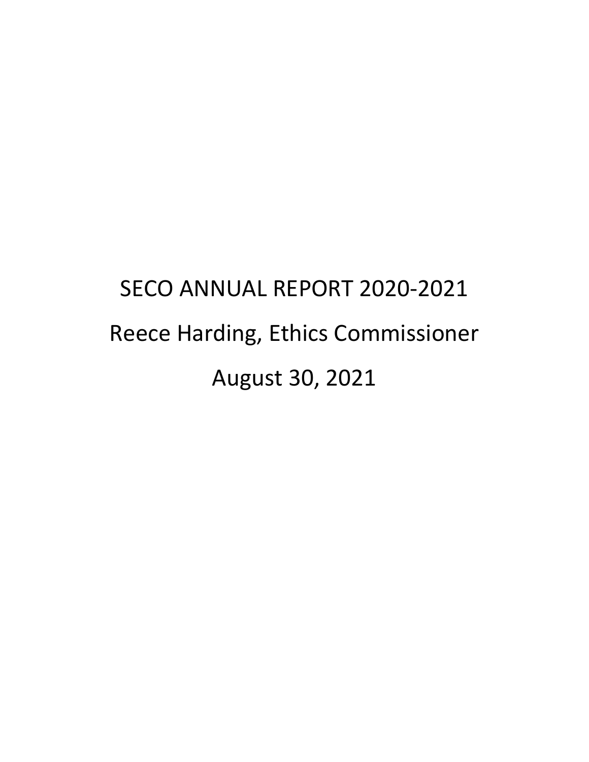# SECO ANNUAL REPORT 2020-2021

Reece Harding, Ethics Commissioner

August 30, 2021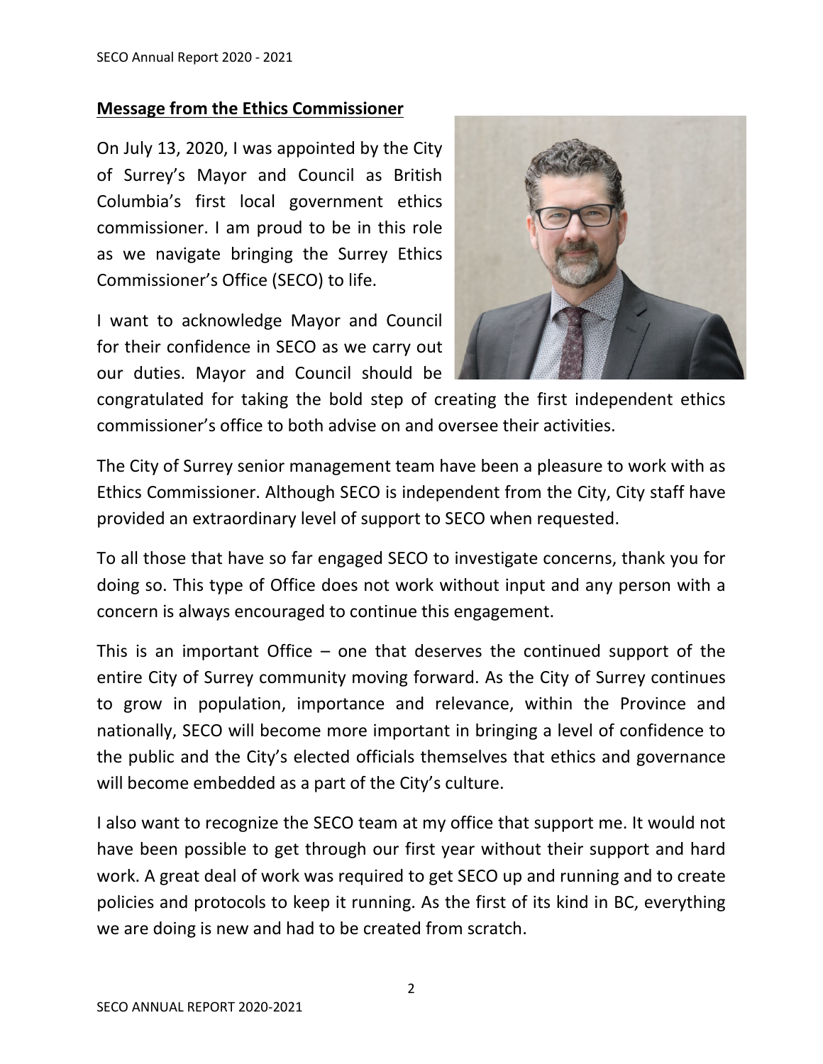## Message from the Ethics Commissioner

On July 13, 2020, I was appointed by the City of Surrey's Mayor and Council as British Columbia's first local government ethics commissioner. I am proud to be in this role as we navigate bringing the Surrey Ethics Commissioner's Office (SECO) to life.

I want to acknowledge Mayor and Council for their confidence in SECO as we carry out our duties. Mayor and Council should be congratulated for taking the bold step of creating the first independent ethics commissioner's office to both advise on and oversee their activities.

The City of Surrey senior management team have been a pleasure to work with as Ethics Commissioner. Although SECO is independent from the City, City staff have provided an extraordinary level of support to SECO when requested.

To all those that have so far engaged SECO to investigate concerns, thank you for doing so. This type of Office does not work without input and any person with a concern is always encouraged to continue this engagement.

This is an important Office – one that deserves the continued support of the entire City of Surrey community moving forward. As the City of Surrey continues to grow in population, importance and relevance, within the Province and nationally, SECO will become more important in bringing a level of confidence to the public and the City's elected officials themselves that ethics and governance will become embedded as a part of the City's culture.

I also want to recognize the SECO team at my office that support me. It would not have been possible to get through our first year without their support and hard work. A great deal of work was required to get SECO up and running and to create policies and protocols to keep it running. As the first of its kind in BC, everything we are doing is new and had to be created from scratch.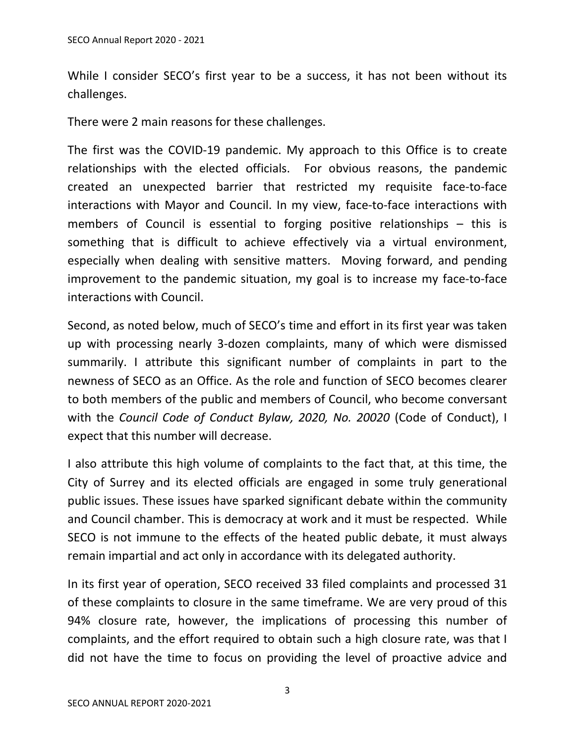While I consider SECO's first year to be a success, it has not been without its challenges.

There were 2 main reasons for these challenges.

The first was the COVID-19 pandemic. My approach to this Office is to create relationships with the elected officials. For obvious reasons, the pandemic created an unexpected barrier that restricted my requisite face-to-face interactions with Mayor and Council. In my view, face-to-face interactions with members of Council is essential to forging positive relationships – this is something that is difficult to achieve effectively via a virtual environment, especially when dealing with sensitive matters. Moving forward, and pending improvement to the pandemic situation, my goal is to increase my face-to-face interactions with Council.

Second, as noted below, much of SECO's time and effort in its first year was taken up with processing nearly 3-dozen complaints, many of which were dismissed summarily. I attribute this significant number of complaints in part to the newness of SECO as an Office. As the role and function of SECO becomes clearer to both members of the public and members of Council, who become conversant with the *Council Code of Conduct Bylaw, 2020, No. 20020* (Code of Conduct), I expect that this number will decrease.

I also attribute this high volume of complaints to the fact that, at this time, the City of Surrey and its elected officials are engaged in some truly generational public issues. These issues have sparked significant debate within the community and Council chamber. This is democracy at work and it must be respected. While SECO is not immune to the effects of the heated public debate, it must always remain impartial and act only in accordance with its delegated authority.

In its first year of operation, SECO received 33 filed complaints and processed 31 of these complaints to closure in the same timeframe. We are very proud of this 94% closure rate, however, the implications of processing this number of complaints, and the effort required to obtain such a high closure rate, was that I did not have the time to focus on providing the level of proactive advice and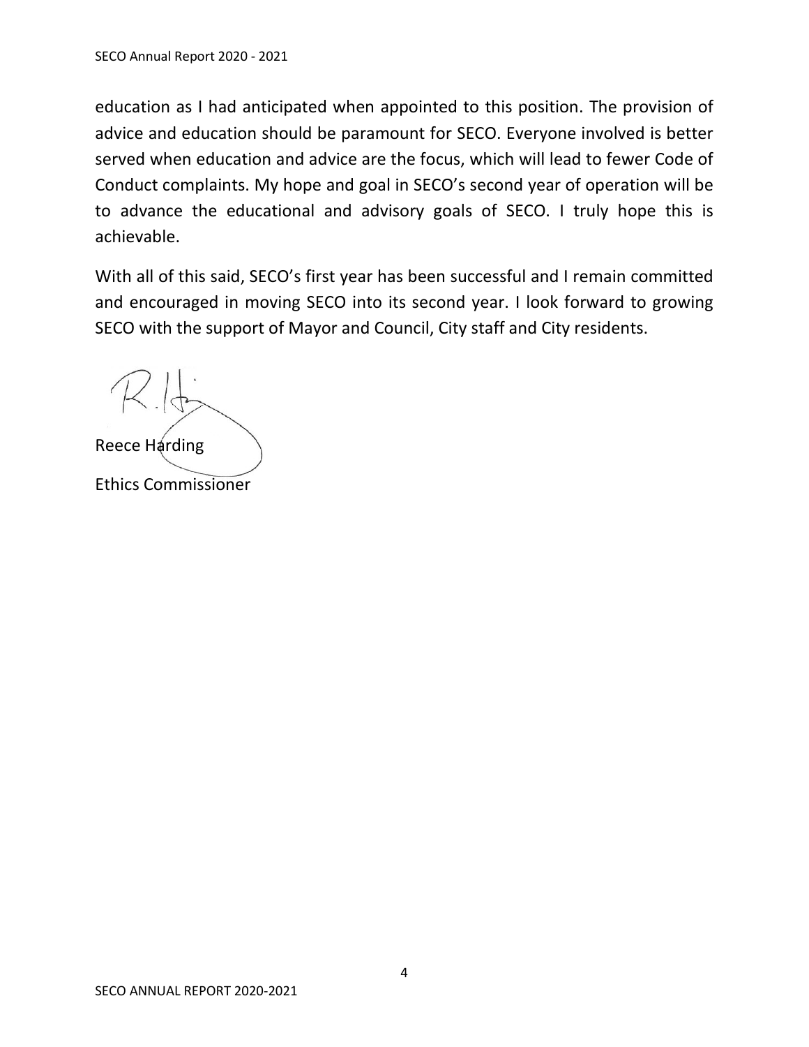education as I had anticipated when appointed to this position. The provision of advice and education should be paramount for SECO. Everyone involved is better served when education and advice are the focus, which will lead to fewer Code of Conduct complaints. My hope and goal in SECO's second year of operation will be to advance the educational and advisory goals of SECO. I truly hope this is achievable.

With all of this said, SECO's first year has been successful and I remain committed and encouraged in moving SECO into its second year. I look forward to growing SECO with the support of Mayor and Council, City staff and City residents.

Reece Harding

Ethics Commissioner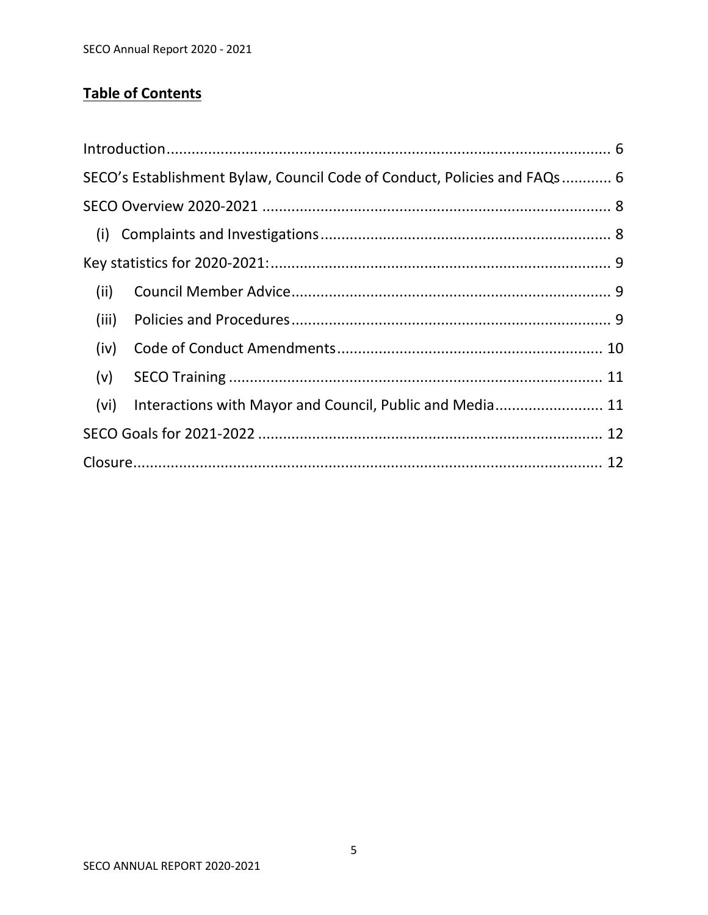## **Table of Contents**

Introduction........................................................................................................ 6

SECO's Establishment Bylaw, Council Code of Conduct, Policies and FAQs........... 6

SECO Overview 2020-2021 .................................................................................. 8

(i) Complaints and Investigations.................................................................... 8

Key statistics for 2020-2021:................................................................................ 9

(ii) Council Member Advice........................................................................... 9

(iii) Policies and Procedures........................................................................... 9

(iv) Code of Conduct Amendments............................................................... 10

(v) SECO Training ......................................................................................... 11

(vi) Interactions with Mayor and Council, Public and Media......................... 11

SECO Goals for 2021-2022 .................................................................................. 12

Closure................................................................................................................. 12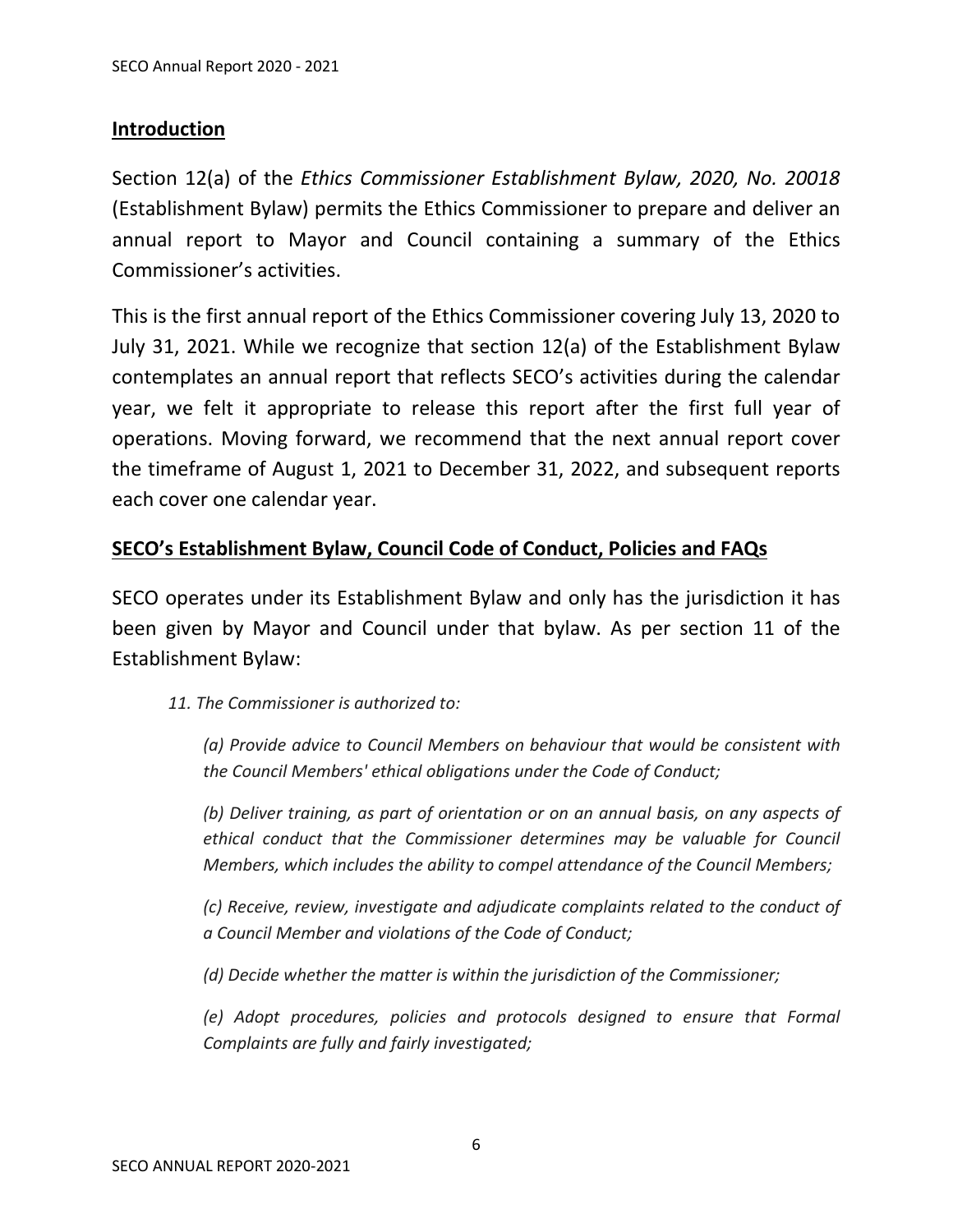## Introduction

Section 12(a) of the *Ethics Commissioner Establishment Bylaw, 2020, No. 20018* (Establishment Bylaw) permits the Ethics Commissioner to prepare and deliver an annual report to Mayor and Council containing a summary of the Ethics Commissioner's activities.

This is the first annual report of the Ethics Commissioner covering July 13, 2020 to July 31, 2021. While we recognize that section 12(a) of the Establishment Bylaw contemplates an annual report that reflects SECO's activities during the calendar year, we felt it appropriate to release this report after the first full year of operations. Moving forward, we recommend that the next annual report cover the timeframe of August 1, 2021 to December 31, 2022, and subsequent reports each cover one calendar year.

## SECO's Establishment Bylaw, Council Code of Conduct, Policies and FAQs

SECO operates under its Establishment Bylaw and only has the jurisdiction it has been given by Mayor and Council under that bylaw. As per section 11 of the Establishment Bylaw:

> *11. The Commissioner is authorized to:*
>
> *(a) Provide advice to Council Members on behaviour that would be consistent with the Council Members' ethical obligations under the Code of Conduct;*
>
> *(b) Deliver training, as part of orientation or on an annual basis, on any aspects of ethical conduct that the Commissioner determines may be valuable for Council Members, which includes the ability to compel attendance of the Council Members;*
>
> *(c) Receive, review, investigate and adjudicate complaints related to the conduct of a Council Member and violations of the Code of Conduct;*
>
> *(d) Decide whether the matter is within the jurisdiction of the Commissioner;*
>
> *(e) Adopt procedures, policies and protocols designed to ensure that Formal Complaints are fully and fairly investigated;*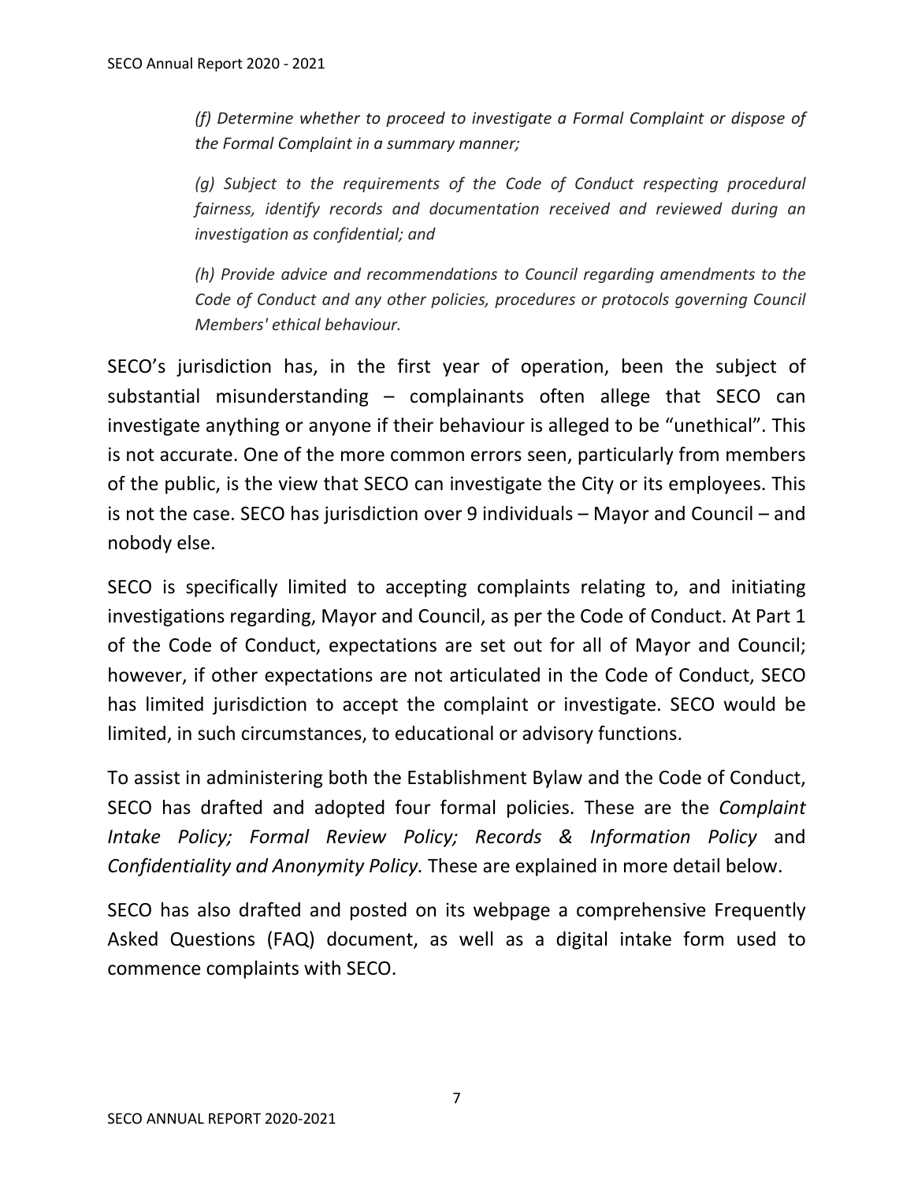*(f) Determine whether to proceed to investigate a Formal Complaint or dispose of the Formal Complaint in a summary manner;*

*(g) Subject to the requirements of the Code of Conduct respecting procedural fairness, identify records and documentation received and reviewed during an investigation as confidential; and*

*(h) Provide advice and recommendations to Council regarding amendments to the Code of Conduct and any other policies, procedures or protocols governing Council Members' ethical behaviour.*

SECO's jurisdiction has, in the first year of operation, been the subject of substantial misunderstanding – complainants often allege that SECO can investigate anything or anyone if their behaviour is alleged to be "unethical". This is not accurate. One of the more common errors seen, particularly from members of the public, is the view that SECO can investigate the City or its employees. This is not the case. SECO has jurisdiction over 9 individuals – Mayor and Council – and nobody else.

SECO is specifically limited to accepting complaints relating to, and initiating investigations regarding, Mayor and Council, as per the Code of Conduct. At Part 1 of the Code of Conduct, expectations are set out for all of Mayor and Council; however, if other expectations are not articulated in the Code of Conduct, SECO has limited jurisdiction to accept the complaint or investigate. SECO would be limited, in such circumstances, to educational or advisory functions.

To assist in administering both the Establishment Bylaw and the Code of Conduct, SECO has drafted and adopted four formal policies. These are the *Complaint Intake Policy; Formal Review Policy; Records & Information Policy* and *Confidentiality and Anonymity Policy.* These are explained in more detail below.

SECO has also drafted and posted on its webpage a comprehensive Frequently Asked Questions (FAQ) document, as well as a digital intake form used to commence complaints with SECO.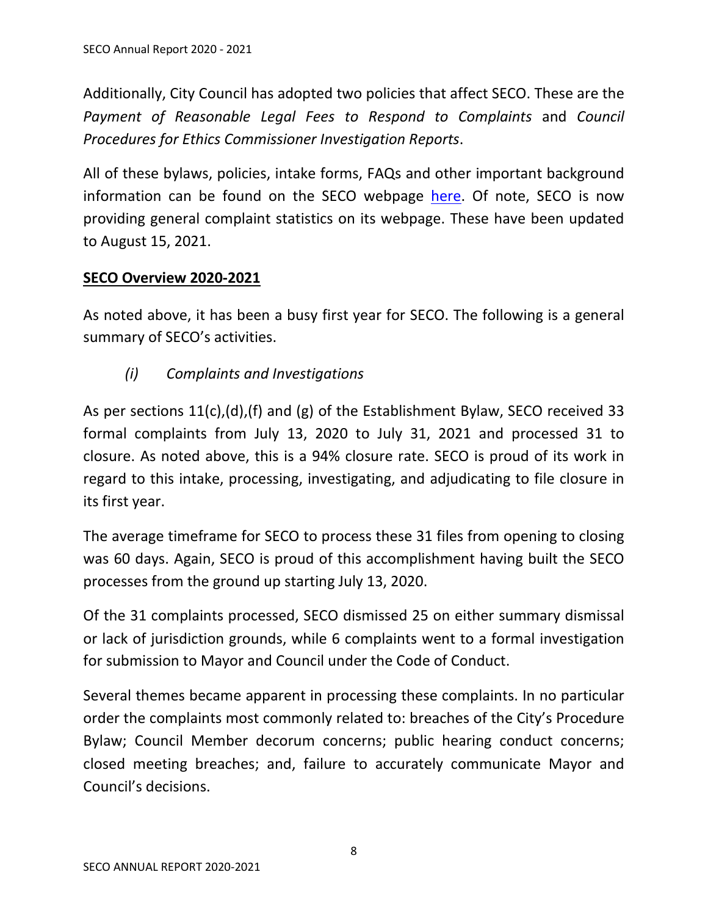Additionally, City Council has adopted two policies that affect SECO. These are the *Payment of Reasonable Legal Fees to Respond to Complaints* and *Council Procedures for Ethics Commissioner Investigation Reports*.

All of these bylaws, policies, intake forms, FAQs and other important background information can be found on the SECO webpage here. Of note, SECO is now providing general complaint statistics on its webpage. These have been updated to August 15, 2021.

## **SECO Overview 2020-2021**

As noted above, it has been a busy first year for SECO. The following is a general summary of SECO's activities.

### *(i) Complaints and Investigations*

As per sections 11(c),(d),(f) and (g) of the Establishment Bylaw, SECO received 33 formal complaints from July 13, 2020 to July 31, 2021 and processed 31 to closure. As noted above, this is a 94% closure rate. SECO is proud of its work in regard to this intake, processing, investigating, and adjudicating to file closure in its first year.

The average timeframe for SECO to process these 31 files from opening to closing was 60 days. Again, SECO is proud of this accomplishment having built the SECO processes from the ground up starting July 13, 2020.

Of the 31 complaints processed, SECO dismissed 25 on either summary dismissal or lack of jurisdiction grounds, while 6 complaints went to a formal investigation for submission to Mayor and Council under the Code of Conduct.

Several themes became apparent in processing these complaints. In no particular order the complaints most commonly related to: breaches of the City's Procedure Bylaw; Council Member decorum concerns; public hearing conduct concerns; closed meeting breaches; and, failure to accurately communicate Mayor and Council's decisions.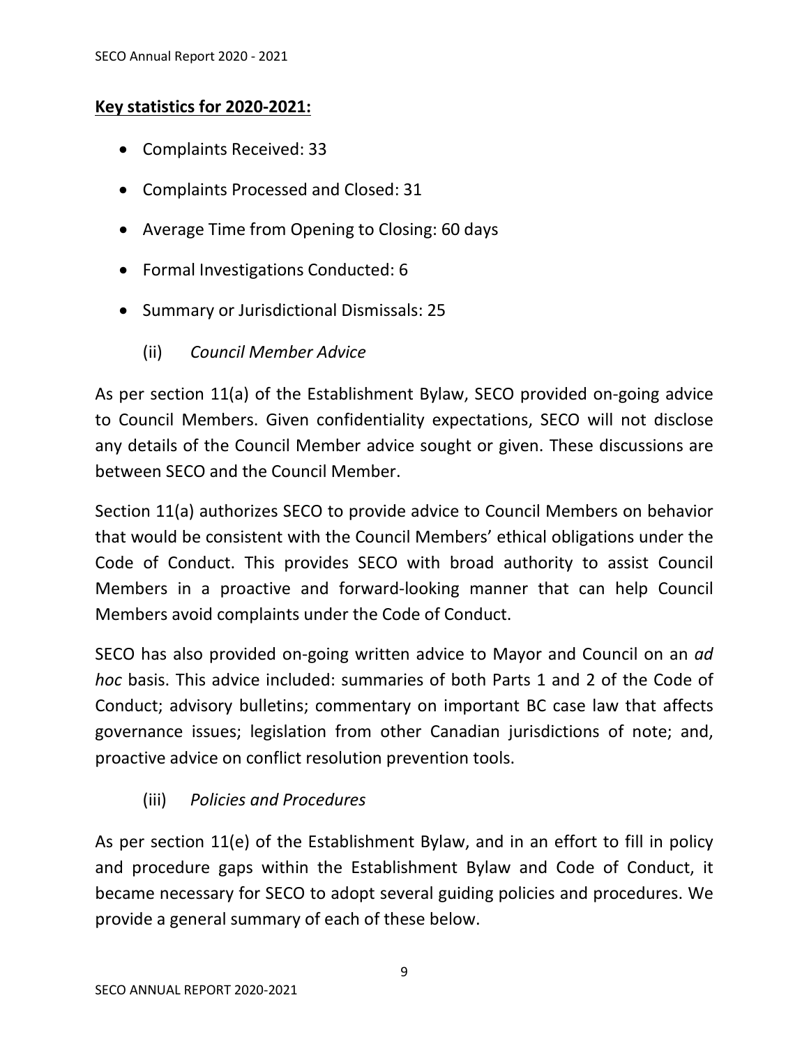**Key statistics for 2020-2021:**

- Complaints Received: 33
- Complaints Processed and Closed: 31
- Average Time from Opening to Closing: 60 days
- Formal Investigations Conducted: 6
- Summary or Jurisdictional Dismissals: 25

(ii) *Council Member Advice*

As per section 11(a) of the Establishment Bylaw, SECO provided on-going advice to Council Members. Given confidentiality expectations, SECO will not disclose any details of the Council Member advice sought or given. These discussions are between SECO and the Council Member.

Section 11(a) authorizes SECO to provide advice to Council Members on behavior that would be consistent with the Council Members' ethical obligations under the Code of Conduct. This provides SECO with broad authority to assist Council Members in a proactive and forward-looking manner that can help Council Members avoid complaints under the Code of Conduct.

SECO has also provided on-going written advice to Mayor and Council on an *ad hoc* basis. This advice included: summaries of both Parts 1 and 2 of the Code of Conduct; advisory bulletins; commentary on important BC case law that affects governance issues; legislation from other Canadian jurisdictions of note; and, proactive advice on conflict resolution prevention tools.

(iii) *Policies and Procedures*

As per section 11(e) of the Establishment Bylaw, and in an effort to fill in policy and procedure gaps within the Establishment Bylaw and Code of Conduct, it became necessary for SECO to adopt several guiding policies and procedures. We provide a general summary of each of these below.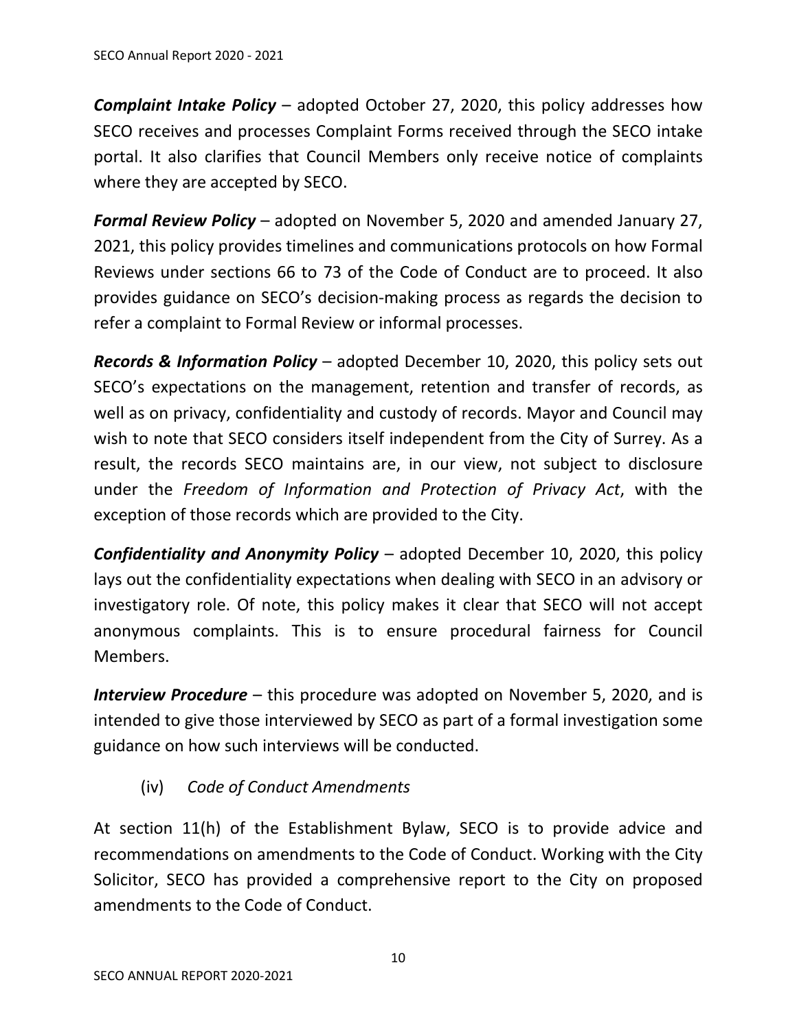***Complaint Intake Policy*** – adopted October 27, 2020, this policy addresses how SECO receives and processes Complaint Forms received through the SECO intake portal. It also clarifies that Council Members only receive notice of complaints where they are accepted by SECO.

***Formal Review Policy*** – adopted on November 5, 2020 and amended January 27, 2021, this policy provides timelines and communications protocols on how Formal Reviews under sections 66 to 73 of the Code of Conduct are to proceed. It also provides guidance on SECO's decision-making process as regards the decision to refer a complaint to Formal Review or informal processes.

***Records & Information Policy*** – adopted December 10, 2020, this policy sets out SECO's expectations on the management, retention and transfer of records, as well as on privacy, confidentiality and custody of records. Mayor and Council may wish to note that SECO considers itself independent from the City of Surrey. As a result, the records SECO maintains are, in our view, not subject to disclosure under the *Freedom of Information and Protection of Privacy Act*, with the exception of those records which are provided to the City.

***Confidentiality and Anonymity Policy*** – adopted December 10, 2020, this policy lays out the confidentiality expectations when dealing with SECO in an advisory or investigatory role. Of note, this policy makes it clear that SECO will not accept anonymous complaints. This is to ensure procedural fairness for Council Members.

***Interview Procedure*** – this procedure was adopted on November 5, 2020, and is intended to give those interviewed by SECO as part of a formal investigation some guidance on how such interviews will be conducted.

(iv) *Code of Conduct Amendments*

At section 11(h) of the Establishment Bylaw, SECO is to provide advice and recommendations on amendments to the Code of Conduct. Working with the City Solicitor, SECO has provided a comprehensive report to the City on proposed amendments to the Code of Conduct.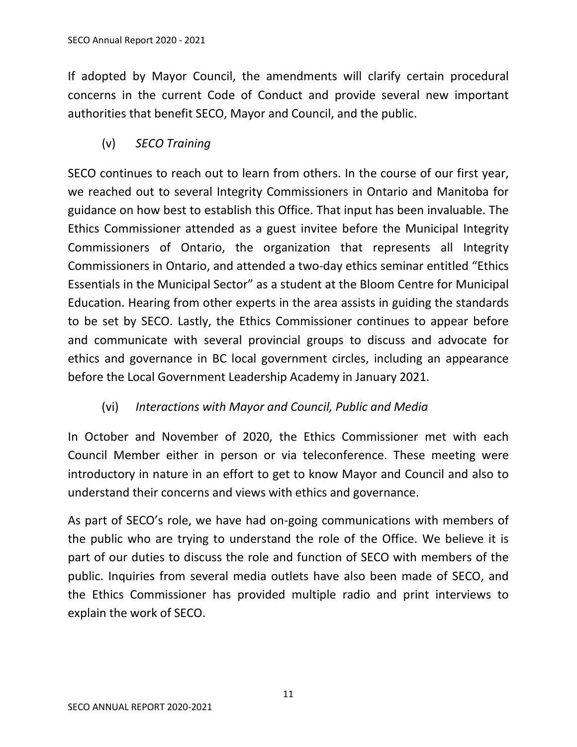If adopted by Mayor Council, the amendments will clarify certain procedural concerns in the current Code of Conduct and provide several new important authorities that benefit SECO, Mayor and Council, and the public.

### (v) *SECO Training*

SECO continues to reach out to learn from others. In the course of our first year, we reached out to several Integrity Commissioners in Ontario and Manitoba for guidance on how best to establish this Office. That input has been invaluable. The Ethics Commissioner attended as a guest invitee before the Municipal Integrity Commissioners of Ontario, the organization that represents all Integrity Commissioners in Ontario, and attended a two-day ethics seminar entitled "Ethics Essentials in the Municipal Sector" as a student at the Bloom Centre for Municipal Education. Hearing from other experts in the area assists in guiding the standards to be set by SECO. Lastly, the Ethics Commissioner continues to appear before and communicate with several provincial groups to discuss and advocate for ethics and governance in BC local government circles, including an appearance before the Local Government Leadership Academy in January 2021.

### (vi) *Interactions with Mayor and Council, Public and Media*

In October and November of 2020, the Ethics Commissioner met with each Council Member either in person or via teleconference. These meeting were introductory in nature in an effort to get to know Mayor and Council and also to understand their concerns and views with ethics and governance.

As part of SECO's role, we have had on-going communications with members of the public who are trying to understand the role of the Office. We believe it is part of our duties to discuss the role and function of SECO with members of the public. Inquiries from several media outlets have also been made of SECO, and the Ethics Commissioner has provided multiple radio and print interviews to explain the work of SECO.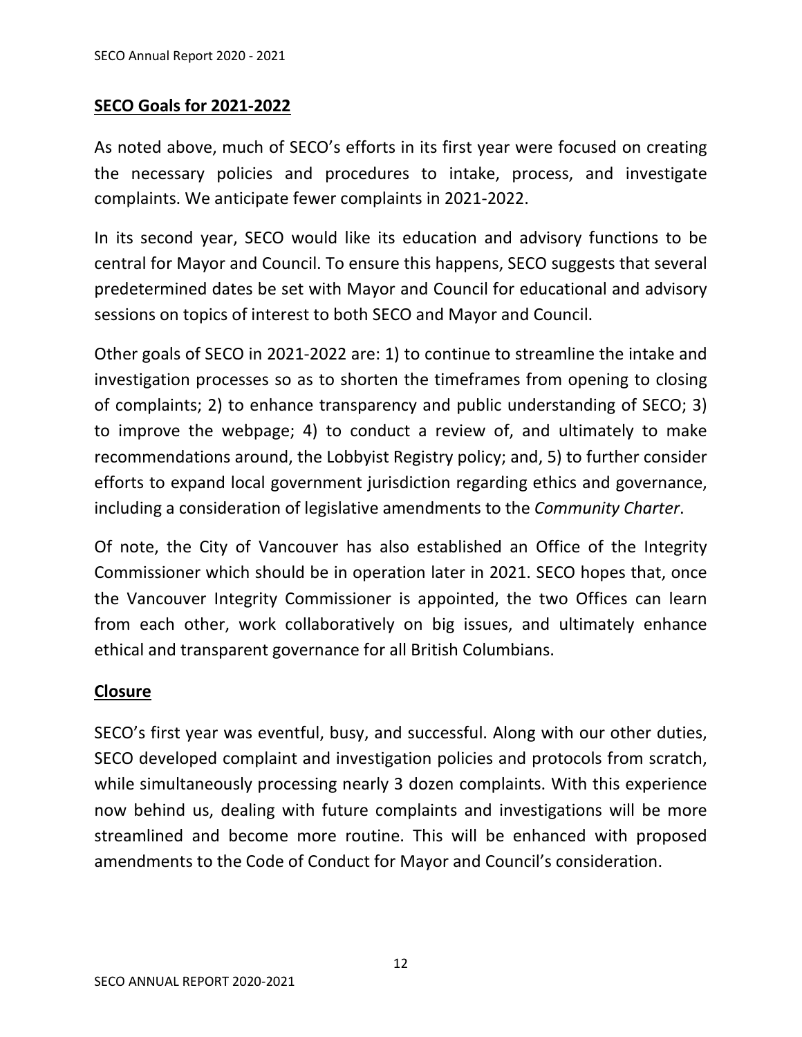## SECO Goals for 2021-2022

As noted above, much of SECO's efforts in its first year were focused on creating the necessary policies and procedures to intake, process, and investigate complaints. We anticipate fewer complaints in 2021-2022.

In its second year, SECO would like its education and advisory functions to be central for Mayor and Council. To ensure this happens, SECO suggests that several predetermined dates be set with Mayor and Council for educational and advisory sessions on topics of interest to both SECO and Mayor and Council.

Other goals of SECO in 2021-2022 are: 1) to continue to streamline the intake and investigation processes so as to shorten the timeframes from opening to closing of complaints; 2) to enhance transparency and public understanding of SECO; 3) to improve the webpage; 4) to conduct a review of, and ultimately to make recommendations around, the Lobbyist Registry policy; and, 5) to further consider efforts to expand local government jurisdiction regarding ethics and governance, including a consideration of legislative amendments to the *Community Charter*.

Of note, the City of Vancouver has also established an Office of the Integrity Commissioner which should be in operation later in 2021. SECO hopes that, once the Vancouver Integrity Commissioner is appointed, the two Offices can learn from each other, work collaboratively on big issues, and ultimately enhance ethical and transparent governance for all British Columbians.

## Closure

SECO's first year was eventful, busy, and successful. Along with our other duties, SECO developed complaint and investigation policies and protocols from scratch, while simultaneously processing nearly 3 dozen complaints. With this experience now behind us, dealing with future complaints and investigations will be more streamlined and become more routine. This will be enhanced with proposed amendments to the Code of Conduct for Mayor and Council's consideration.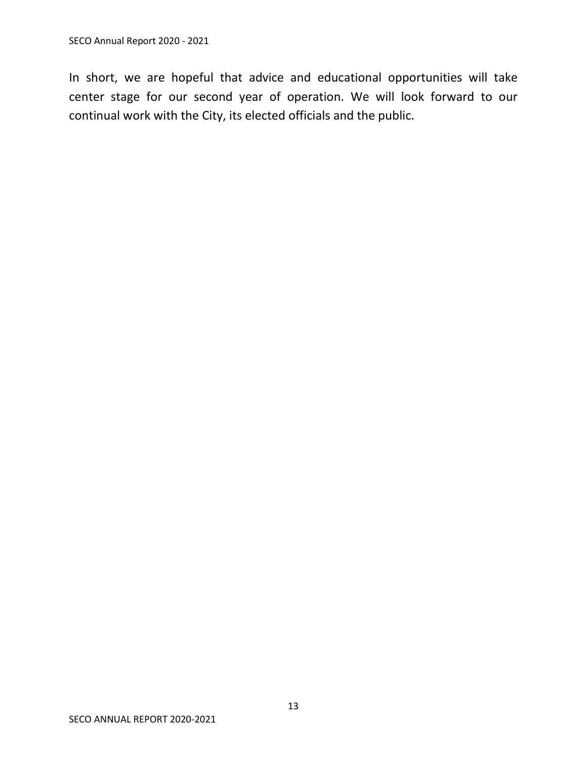In short, we are hopeful that advice and educational opportunities will take center stage for our second year of operation. We will look forward to our continual work with the City, its elected officials and the public.